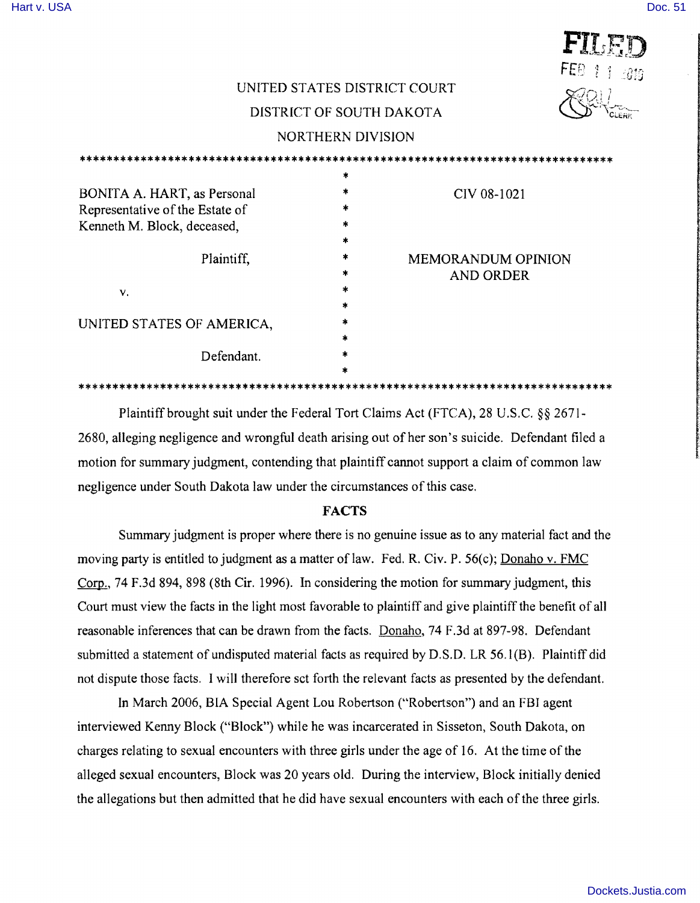FILED
FEB 11 2010
CLERK

UNITED STATES DISTRICT COURT

DISTRICT OF SOUTH DAKOTA

NORTHERN DIVISION

| | |
|---|---|
| BONITA A. HART, as Personal Representative of the Estate of Kenneth M. Block, deceased,<br><br>Plaintiff,<br><br>v.<br><br>UNITED STATES OF AMERICA,<br><br>Defendant. | CIV 08-1021<br><br>MEMORANDUM OPINION AND ORDER |

Plaintiff brought suit under the Federal Tort Claims Act (FTCA), 28 U.S.C. §§ 2671-2680, alleging negligence and wrongful death arising out of her son's suicide. Defendant filed a motion for summary judgment, contending that plaintiff cannot support a claim of common law negligence under South Dakota law under the circumstances of this case.

## FACTS

Summary judgment is proper where there is no genuine issue as to any material fact and the moving party is entitled to judgment as a matter of law. Fed. R. Civ. P. 56(c); Donaho v. FMC Corp., 74 F.3d 894, 898 (8th Cir. 1996). In considering the motion for summary judgment, this Court must view the facts in the light most favorable to plaintiff and give plaintiff the benefit of all reasonable inferences that can be drawn from the facts. Donaho, 74 F.3d at 897-98. Defendant submitted a statement of undisputed material facts as required by D.S.D. LR 56.1(B). Plaintiff did not dispute those facts. I will therefore set forth the relevant facts as presented by the defendant.

In March 2006, BIA Special Agent Lou Robertson ("Robertson") and an FBI agent interviewed Kenny Block ("Block") while he was incarcerated in Sisseton, South Dakota, on charges relating to sexual encounters with three girls under the age of 16. At the time of the alleged sexual encounters, Block was 20 years old. During the interview, Block initially denied the allegations but then admitted that he did have sexual encounters with each of the three girls.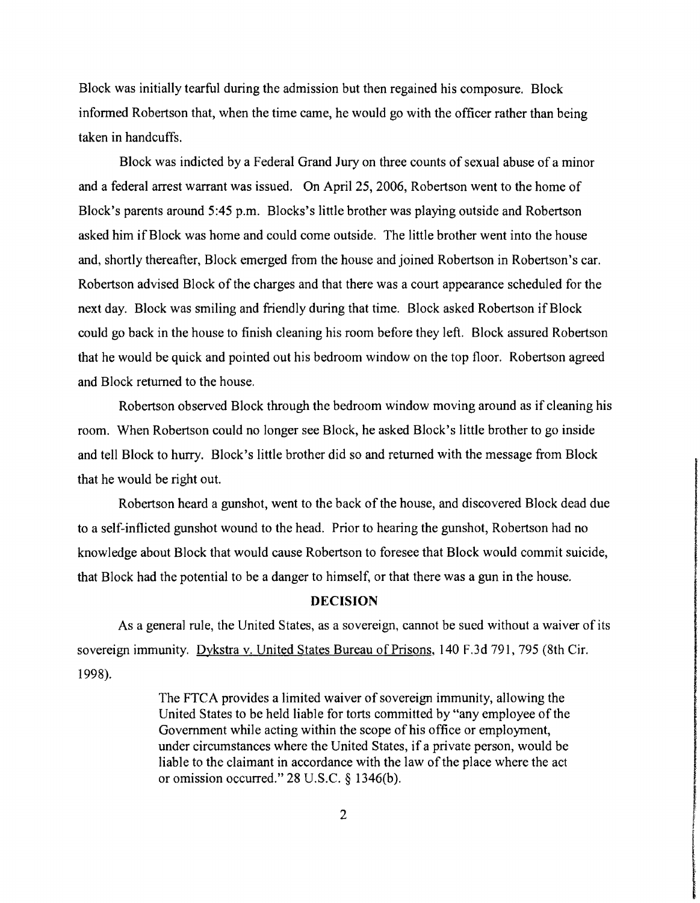Block was initially tearful during the admission but then regained his composure. Block informed Robertson that, when the time came, he would go with the officer rather than being taken in handcuffs.

Block was indicted by a Federal Grand Jury on three counts of sexual abuse of a minor and a federal arrest warrant was issued. On April 25, 2006, Robertson went to the home of Block's parents around 5:45 p.m. Blocks's little brother was playing outside and Robertson asked him if Block was home and could come outside. The little brother went into the house and, shortly thereafter, Block emerged from the house and joined Robertson in Robertson's car. Robertson advised Block of the charges and that there was a court appearance scheduled for the next day. Block was smiling and friendly during that time. Block asked Robertson if Block could go back in the house to finish cleaning his room before they left. Block assured Robertson that he would be quick and pointed out his bedroom window on the top floor. Robertson agreed and Block returned to the house.

Robertson observed Block through the bedroom window moving around as if cleaning his room. When Robertson could no longer see Block, he asked Block's little brother to go inside and tell Block to hurry. Block's little brother did so and returned with the message from Block that he would be right out.

Robertson heard a gunshot, went to the back of the house, and discovered Block dead due to a self-inflicted gunshot wound to the head. Prior to hearing the gunshot, Robertson had no knowledge about Block that would cause Robertson to foresee that Block would commit suicide, that Block had the potential to be a danger to himself, or that there was a gun in the house.

## DECISION

As a general rule, the United States, as a sovereign, cannot be sued without a waiver of its sovereign immunity. Dykstra v. United States Bureau of Prisons, 140 F.3d 791, 795 (8th Cir. 1998).

> The FTCA provides a limited waiver of sovereign immunity, allowing the United States to be held liable for torts committed by "any employee of the Government while acting within the scope of his office or employment, under circumstances where the United States, if a private person, would be liable to the claimant in accordance with the law of the place where the act or omission occurred." 28 U.S.C. § 1346(b).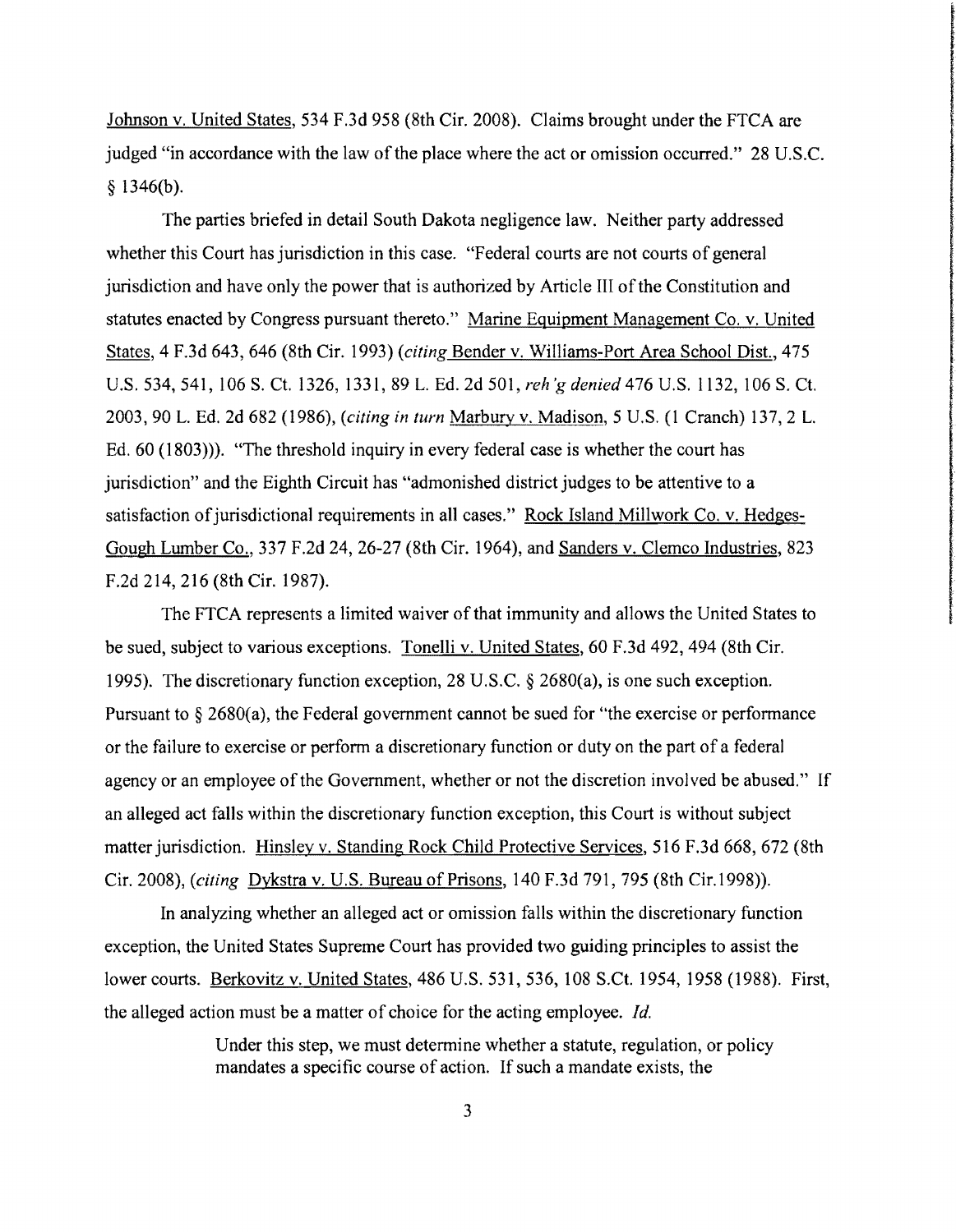Johnson v. United States, 534 F.3d 958 (8th Cir. 2008). Claims brought under the FTCA are judged "in accordance with the law of the place where the act or omission occurred." 28 U.S.C. § 1346(b).

The parties briefed in detail South Dakota negligence law. Neither party addressed whether this Court has jurisdiction in this case. "Federal courts are not courts of general jurisdiction and have only the power that is authorized by Article III of the Constitution and statutes enacted by Congress pursuant thereto." Marine Equipment Management Co. v. United States, 4 F.3d 643, 646 (8th Cir. 1993) (*citing* Bender v. Williams-Port Area School Dist., 475 U.S. 534, 541, 106 S. Ct. 1326, 1331, 89 L. Ed. 2d 501, *reh'g denied* 476 U.S. 1132, 106 S. Ct. 2003, 90 L. Ed. 2d 682 (1986), (*citing in turn* Marbury v. Madison, 5 U.S. (1 Cranch) 137, 2 L. Ed. 60 (1803))). "The threshold inquiry in every federal case is whether the court has jurisdiction" and the Eighth Circuit has "admonished district judges to be attentive to a satisfaction of jurisdictional requirements in all cases." Rock Island Millwork Co. v. Hedges-Gough Lumber Co., 337 F.2d 24, 26-27 (8th Cir. 1964), and Sanders v. Clemco Industries, 823 F.2d 214, 216 (8th Cir. 1987).

The FTCA represents a limited waiver of that immunity and allows the United States to be sued, subject to various exceptions. Tonelli v. United States, 60 F.3d 492, 494 (8th Cir. 1995). The discretionary function exception, 28 U.S.C. § 2680(a), is one such exception. Pursuant to § 2680(a), the Federal government cannot be sued for "the exercise or performance or the failure to exercise or perform a discretionary function or duty on the part of a federal agency or an employee of the Government, whether or not the discretion involved be abused." If an alleged act falls within the discretionary function exception, this Court is without subject matter jurisdiction. Hinsley v. Standing Rock Child Protective Services, 516 F.3d 668, 672 (8th Cir. 2008), (*citing* Dykstra v. U.S. Bureau of Prisons, 140 F.3d 791, 795 (8th Cir.1998)).

In analyzing whether an alleged act or omission falls within the discretionary function exception, the United States Supreme Court has provided two guiding principles to assist the lower courts. Berkovitz v. United States, 486 U.S. 531, 536, 108 S.Ct. 1954, 1958 (1988). First, the alleged action must be a matter of choice for the acting employee. *Id.*

> Under this step, we must determine whether a statute, regulation, or policy mandates a specific course of action. If such a mandate exists, the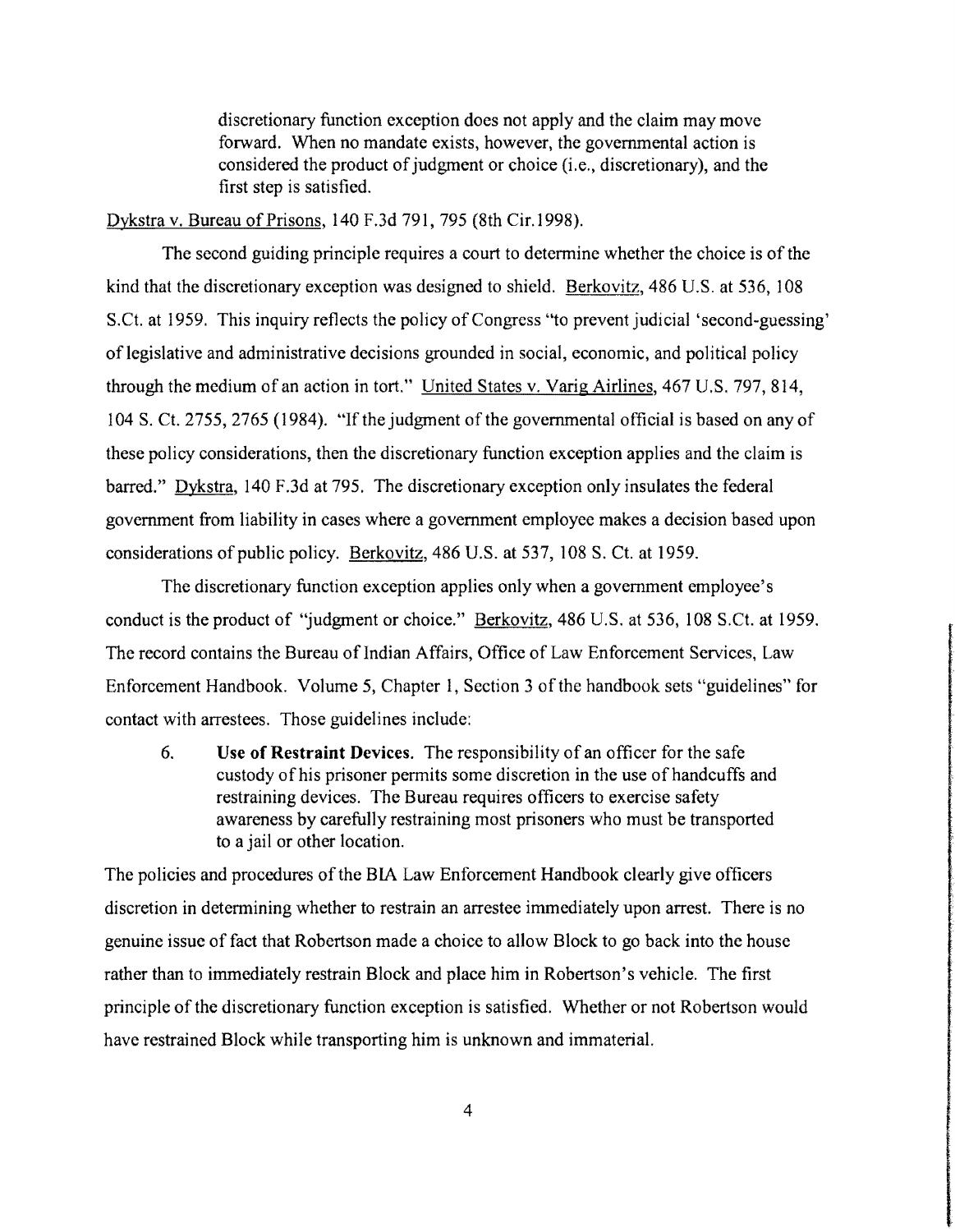> discretionary function exception does not apply and the claim may move forward. When no mandate exists, however, the governmental action is considered the product of judgment or choice (i.e., discretionary), and the first step is satisfied.

Dykstra v. Bureau of Prisons, 140 F.3d 791, 795 (8th Cir.1998).

The second guiding principle requires a court to determine whether the choice is of the kind that the discretionary exception was designed to shield. Berkovitz, 486 U.S. at 536, 108 S.Ct. at 1959. This inquiry reflects the policy of Congress "to prevent judicial 'second-guessing' of legislative and administrative decisions grounded in social, economic, and political policy through the medium of an action in tort." United States v. Varig Airlines, 467 U.S. 797, 814, 104 S. Ct. 2755, 2765 (1984). "If the judgment of the governmental official is based on any of these policy considerations, then the discretionary function exception applies and the claim is barred." Dykstra, 140 F.3d at 795. The discretionary exception only insulates the federal government from liability in cases where a government employee makes a decision based upon considerations of public policy. Berkovitz, 486 U.S. at 537, 108 S. Ct. at 1959.

The discretionary function exception applies only when a government employee's conduct is the product of "judgment or choice." Berkovitz, 486 U.S. at 536, 108 S.Ct. at 1959. The record contains the Bureau of Indian Affairs, Office of Law Enforcement Services, Law Enforcement Handbook. Volume 5, Chapter 1, Section 3 of the handbook sets "guidelines" for contact with arrestees. Those guidelines include:

> 6. **Use of Restraint Devices.** The responsibility of an officer for the safe custody of his prisoner permits some discretion in the use of handcuffs and restraining devices. The Bureau requires officers to exercise safety awareness by carefully restraining most prisoners who must be transported to a jail or other location.

The policies and procedures of the BIA Law Enforcement Handbook clearly give officers discretion in determining whether to restrain an arrestee immediately upon arrest. There is no genuine issue of fact that Robertson made a choice to allow Block to go back into the house rather than to immediately restrain Block and place him in Robertson's vehicle. The first principle of the discretionary function exception is satisfied. Whether or not Robertson would have restrained Block while transporting him is unknown and immaterial.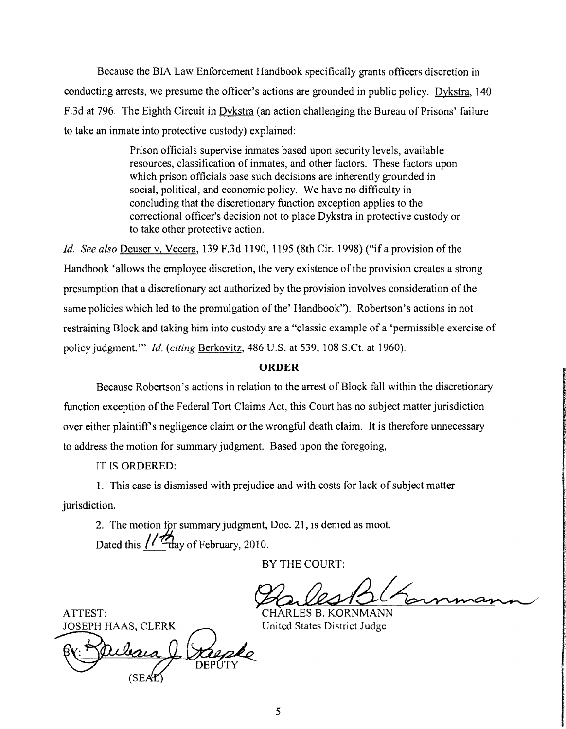Because the BIA Law Enforcement Handbook specifically grants officers discretion in conducting arrests, we presume the officer's actions are grounded in public policy. Dykstra, 140 F.3d at 796. The Eighth Circuit in Dykstra (an action challenging the Bureau of Prisons' failure to take an inmate into protective custody) explained:

> Prison officials supervise inmates based upon security levels, available resources, classification of inmates, and other factors. These factors upon which prison officials base such decisions are inherently grounded in social, political, and economic policy. We have no difficulty in concluding that the discretionary function exception applies to the correctional officer's decision not to place Dykstra in protective custody or to take other protective action.

*Id. See also* Deuser v. Vecera, 139 F.3d 1190, 1195 (8th Cir. 1998) ("if a provision of the Handbook 'allows the employee discretion, the very existence of the provision creates a strong presumption that a discretionary act authorized by the provision involves consideration of the same policies which led to the promulgation of the' Handbook"). Robertson's actions in not restraining Block and taking him into custody are a "classic example of a 'permissible exercise of policy judgment.'" *Id.* (*citing* Berkovitz, 486 U.S. at 539, 108 S.Ct. at 1960).

**ORDER**

Because Robertson's actions in relation to the arrest of Block fall within the discretionary function exception of the Federal Tort Claims Act, this Court has no subject matter jurisdiction over either plaintiff's negligence claim or the wrongful death claim. It is therefore unnecessary to address the motion for summary judgment. Based upon the foregoing,

IT IS ORDERED:

1. This case is dismissed with prejudice and with costs for lack of subject matter jurisdiction.

2. The motion for summary judgment, Doc. 21, is denied as moot.

Dated this 11th day of February, 2010.

BY THE COURT:

CHARLES B. KORNMANN
United States District Judge

ATTEST:
JOSEPH HAAS, CLERK

BY: DEPUTY

(SEAL)